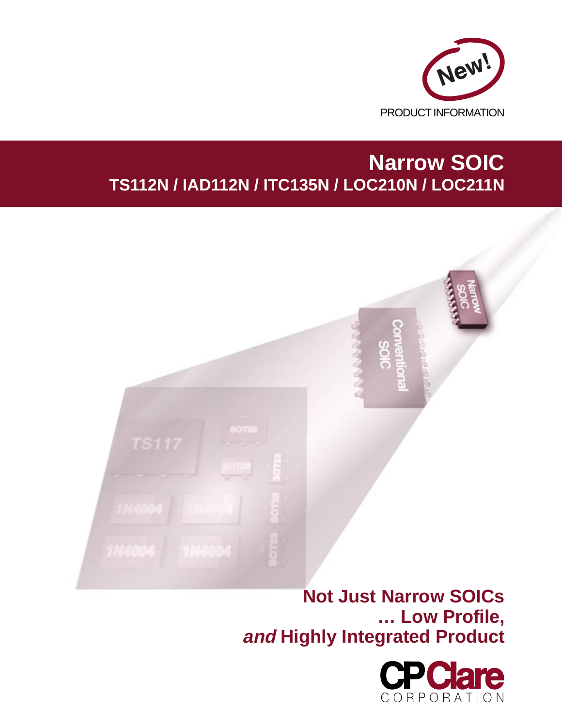New!

PRODUCT INFORMATION

# Narrow SOIC

## TS112N / IAD112N / ITC135N / LOC210N / LOC211N

**Not Just Narrow SOICs**
**… Low Profile,**
***and* Highly Integrated Product**

CPClare
CORPORATION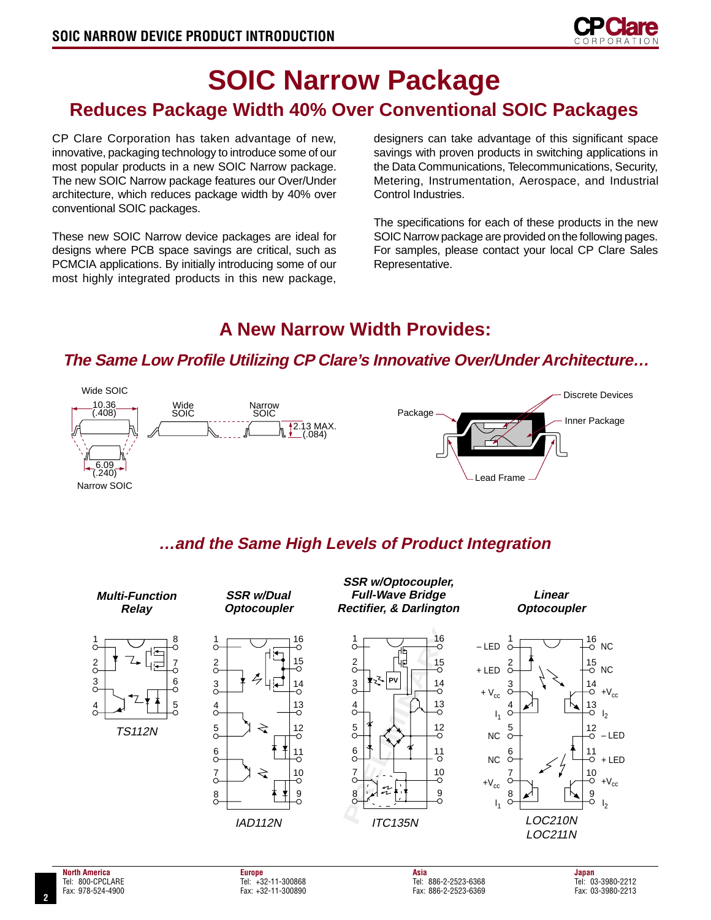# SOIC Narrow Package

## Reduces Package Width 40% Over Conventional SOIC Packages

CP Clare Corporation has taken advantage of new, innovative, packaging technology to introduce some of our most popular products in a new SOIC Narrow package. The new SOIC Narrow package features our Over/Under architecture, which reduces package width by 40% over conventional SOIC packages.

These new SOIC Narrow device packages are ideal for designs where PCB space savings are critical, such as PCMCIA applications. By initially introducing some of our most highly integrated products in this new package, designers can take advantage of this significant space savings with proven products in switching applications in the Data Communications, Telecommunications, Security, Metering, Instrumentation, Aerospace, and Industrial Control Industries.

The specifications for each of these products in the new SOIC Narrow package are provided on the following pages. For samples, please contact your local CP Clare Sales Representative.

## A New Narrow Width Provides:

### *The Same Low Profile Utilizing CP Clare's Innovative Over/Under Architecture…*

Wide SOIC 10.36 (.408) — Narrow SOIC 6.09 (.240) — Wide SOIC / Narrow SOIC 2.13 MAX. (.084)

Package — Discrete Devices — Inner Package — Lead Frame

### *…and the Same High Levels of Product Integration*

**Multi-Function Relay** — TS112N

**SSR w/Dual Optocoupler** — IAD112N

**SSR w/Optocoupler, Full-Wave Bridge Rectifier, & Darlington** — ITC135N

**Linear Optocoupler** — LOC210N, LOC211N

North America
Tel: 800-CPCLARE
Fax: 978-524-4900

Europe
Tel: +32-11-300868
Fax: +32-11-300890

Asia
Tel: 886-2-2523-6368
Fax: 886-2-2523-6369

Japan
Tel: 03-3980-2212
Fax: 03-3980-2213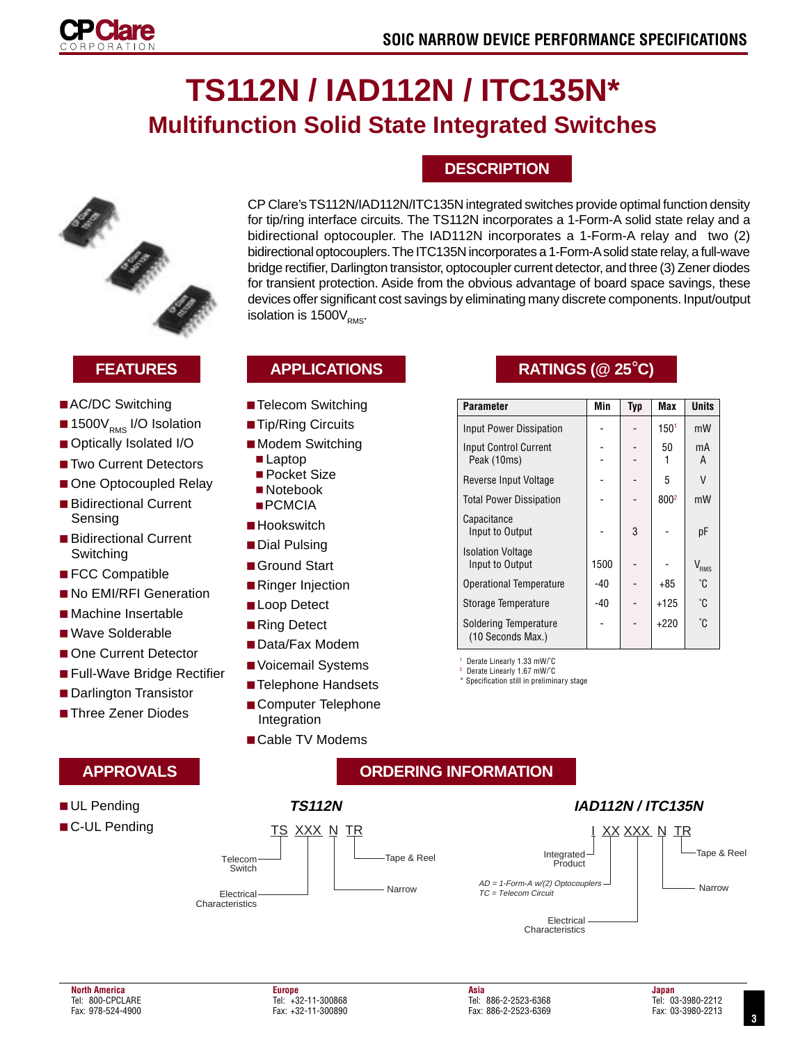# TS112N / IAD112N / ITC135N*

## Multifunction Solid State Integrated Switches

## DESCRIPTION

CP Clare's TS112N/IAD112N/ITC135N integrated switches provide optimal function density for tip/ring interface circuits. The TS112N incorporates a 1-Form-A solid state relay and a bidirectional optocoupler. The IAD112N incorporates a 1-Form-A relay and two (2) bidirectional optocouplers. The ITC135N incorporates a 1-Form-A solid state relay, a full-wave bridge rectifier, Darlington transistor, optocoupler current detector, and three (3) Zener diodes for transient protection. Aside from the obvious advantage of board space savings, these devices offer significant cost savings by eliminating many discrete components. Input/output isolation is $1500V_{RMS}$.

## FEATURES

- AC/DC Switching
- $1500V_{RMS}$ I/O Isolation
- Optically Isolated I/O
- Two Current Detectors
- One Optocoupled Relay
- Bidirectional Current Sensing
- Bidirectional Current Switching
- FCC Compatible
- No EMI/RFI Generation
- Machine Insertable
- Wave Solderable
- One Current Detector
- Full-Wave Bridge Rectifier
- Darlington Transistor
- Three Zener Diodes

## APPLICATIONS

- Telecom Switching
- Tip/Ring Circuits
- Modem Switching
  - Laptop
  - Pocket Size
  - Notebook
  - PCMCIA
- Hookswitch
- Dial Pulsing
- Ground Start
- Ringer Injection
- Loop Detect
- Ring Detect
- Data/Fax Modem
- Voicemail Systems
- Telephone Handsets
- Computer Telephone Integration
- Cable TV Modems

## RATINGS (@ 25˚C)

| Parameter | Min | Typ | Max | Units |
|---|---|---|---|---|
| Input Power Dissipation | - | - | 150[1] | mW |
| Input Control Current<br>Peak (10ms) | -<br>- | -<br>- | 50<br>1 | mA<br>A |
| Reverse Input Voltage | - | - | 5 | V |
| Total Power Dissipation | - | - | 800[2] | mW |
| Capacitance<br>Input to Output | - | 3 | - | pF |
| Isolation Voltage<br>Input to Output | 1500 | - | - | $V_{RMS}$ |
| Operational Temperature | -40 | - | +85 | ˚C |
| Storage Temperature | -40 | - | +125 | ˚C |
| Soldering Temperature<br>(10 Seconds Max.) | - | - | +220 | ˚C |

[1] Derate Linearly 1.33 mW/˚C
[2] Derate Linearly 1.67 mW/˚C
* Specification still in preliminary stage

## APPROVALS

- UL Pending
- C-UL Pending

## ORDERING INFORMATION

### *TS112N*

TS XXX N TR

- TS = Telecom Switch
- XXX = Electrical Characteristics
- N = Narrow
- TR = Tape & Reel

### *IAD112N / ITC135N*

I XX XXX N TR

- I = Integrated Product
- XX: AD = 1-Form-A w/(2) Optocouplers; TC = Telecom Circuit
- XXX = Electrical Characteristics
- N = Narrow
- TR = Tape & Reel

**North America**
Tel: 800-CPCLARE
Fax: 978-524-4900

**Europe**
Tel: +32-11-300868
Fax: +32-11-300890

**Asia**
Tel: 886-2-2523-6368
Fax: 886-2-2523-6369

**Japan**
Tel: 03-3980-2212
Fax: 03-3980-2213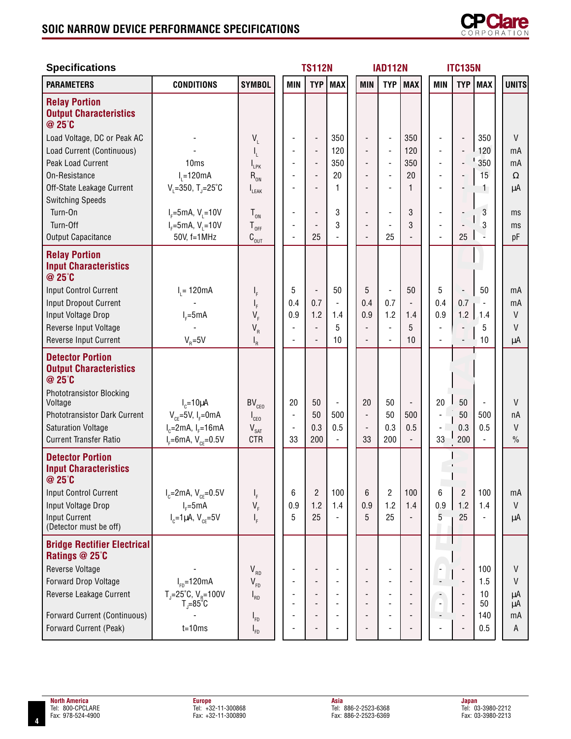# SOIC NARROW DEVICE PERFORMANCE SPECIFICATIONS

## Specifications

| PARAMETERS | CONDITIONS | SYMBOL | TS112N MIN | TS112N TYP | TS112N MAX | IAD112N MIN | IAD112N TYP | IAD112N MAX | ITC135N MIN | ITC135N TYP | ITC135N MAX | UNITS |
|---|---|---|---|---|---|---|---|---|---|---|---|---|
| **Relay Portion Output Characteristics @ 25°C** | | | | | | | | | | | | |
| Load Voltage, DC or Peak AC | - | $V_L$ | - | - | 350 | - | - | 350 | - | - | 350 | V |
| Load Current (Continuous) | - | $I_L$ | - | - | 120 | - | - | 120 | - | - | 120 | mA |
| Peak Load Current | 10ms | $I_{LPK}$ | - | - | 350 | - | - | 350 | - | - | 350 | mA |
| On-Resistance | $I_L$=120mA | $R_{ON}$ | - | - | 20 | - | - | 20 | - | - | 15 | Ω |
| Off-State Leakage Current | $V_L$=350, $T_J$=25°C | $I_{LEAK}$ | - | - | 1 | - | - | 1 | - | - | 1 | µA |
| Switching Speeds | | | | | | | | | | | | |
| Turn-On | $I_F$=5mA, $V_L$=10V | $T_{ON}$ | - | - | 3 | - | - | 3 | - | - | 3 | ms |
| Turn-Off | $I_F$=5mA, $V_L$=10V | $T_{OFF}$ | - | - | 3 | - | - | 3 | - | - | 3 | ms |
| Output Capacitance | 50V, f=1MHz | $C_{OUT}$ | - | 25 | - | - | 25 | - | - | 25 | - | pF |
| **Relay Portion Input Characteristics @ 25°C** | | | | | | | | | | | | |
| Input Control Current | $I_L$= 120mA | $I_F$ | 5 | - | 50 | 5 | - | 50 | 5 | - | 50 | mA |
| Input Dropout Current | - | $I_F$ | 0.4 | 0.7 | - | 0.4 | 0.7 | - | 0.4 | 0.7 | - | mA |
| Input Voltage Drop | $I_F$=5mA | $V_F$ | 0.9 | 1.2 | 1.4 | 0.9 | 1.2 | 1.4 | 0.9 | 1.2 | 1.4 | V |
| Reverse Input Voltage | - | $V_R$ | - | - | 5 | - | - | 5 | - | - | 5 | V |
| Reverse Input Current | $V_R$=5V | $I_R$ | - | - | 10 | - | - | 10 | - | - | 10 | µA |
| **Detector Portion Output Characteristics @ 25°C** | | | | | | | | | | | | |
| Phototransistor Blocking Voltage | $I_C$=10µA | $BV_{CEO}$ | 20 | 50 | - | 20 | 50 | - | 20 | 50 | - | V |
| Phototransistor Dark Current | $V_{CE}$=5V, $I_F$=0mA | $I_{CEO}$ | - | 50 | 500 | - | 50 | 500 | - | 50 | 500 | nA |
| Saturation Voltage | $I_C$=2mA, $I_F$=16mA | $V_{SAT}$ | - | 0.3 | 0.5 | - | 0.3 | 0.5 | - | 0.3 | 0.5 | V |
| Current Transfer Ratio | $I_F$=6mA, $V_{CE}$=0.5V | CTR | 33 | 200 | - | 33 | 200 | - | 33 | 200 | - | % |
| **Detector Portion Input Characteristics @ 25°C** | | | | | | | | | | | | |
| Input Control Current | $I_C$=2mA, $V_{CE}$=0.5V | $I_F$ | 6 | 2 | 100 | 6 | 2 | 100 | 6 | 2 | 100 | mA |
| Input Voltage Drop | $I_F$=5mA | $V_F$ | 0.9 | 1.2 | 1.4 | 0.9 | 1.2 | 1.4 | 0.9 | 1.2 | 1.4 | V |
| Input Current (Detector must be off) | $I_C$=1µA, $V_{CE}$=5V | $I_F$ | 5 | 25 | - | 5 | 25 | - | 5 | 25 | - | µA |
| **Bridge Rectifier Electrical Ratings @ 25°C** | | | | | | | | | | | | |
| Reverse Voltage | - | $V_{RD}$ | - | - | - | - | - | - | - | - | 100 | V |
| Forward Drop Voltage | $I_{FD}$=120mA | $V_{FD}$ | - | - | - | - | - | - | - | - | 1.5 | V |
| Reverse Leakage Current | $T_J$=25°C, $V_R$=100V | $I_{RD}$ | - | - | - | - | - | - | - | - | 10 | µA |
| | $T_J$=85°C | | - | - | - | - | - | - | - | - | 50 | µA |
| Forward Current (Continuous) | - | $I_{FD}$ | - | - | - | - | - | - | - | - | 140 | mA |
| Forward Current (Peak) | t=10ms | $I_{FD}$ | - | - | - | - | - | - | - | - | 0.5 | A |

PRELIMINARY DATA

**North America**
Tel: 800-CPCLARE
Fax: 978-524-4900

**Europe**
Tel: +32-11-300868
Fax: +32-11-300890

**Asia**
Tel: 886-2-2523-6368
Fax: 886-2-2523-6369

**Japan**
Tel: 03-3980-2212
Fax: 03-3980-2213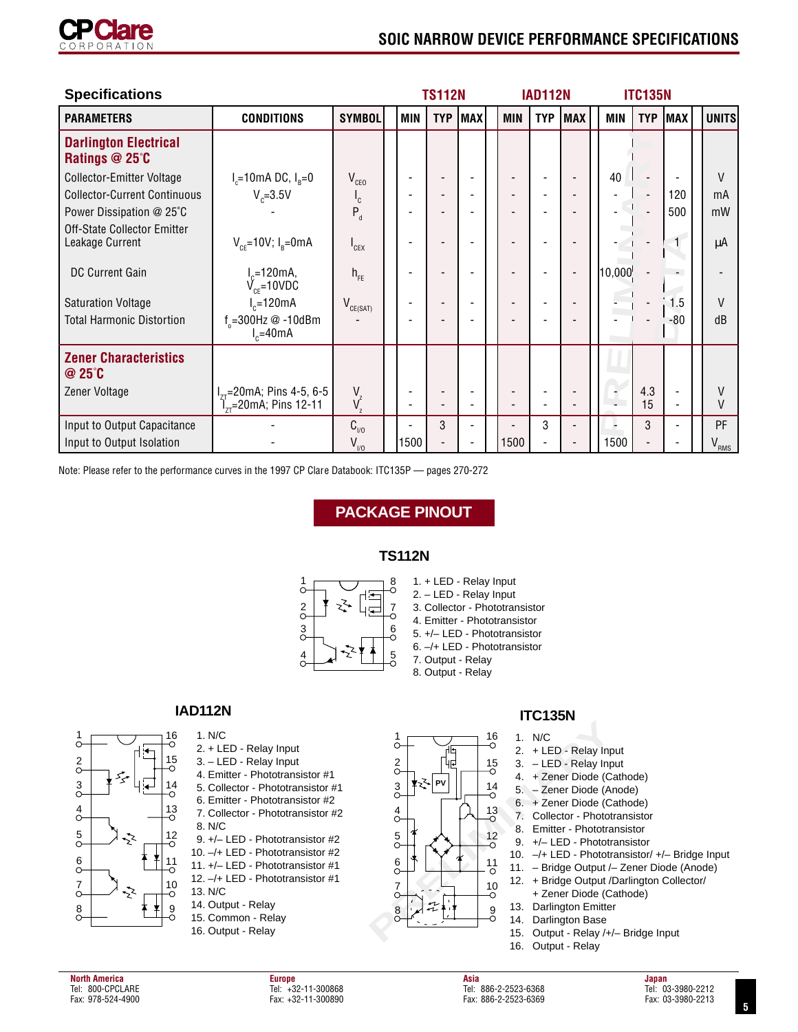# SOIC NARROW DEVICE PERFORMANCE SPECIFICATIONS

## Specifications

| PARAMETERS | CONDITIONS | SYMBOL | TS112N MIN | TS112N TYP | TS112N MAX | IAD112N MIN | IAD112N TYP | IAD112N MAX | ITC135N MIN | ITC135N TYP | ITC135N MAX | UNITS |
|---|---|---|---|---|---|---|---|---|---|---|---|---|
| **Darlington Electrical Ratings @ 25˚C** | | | | | | | | | | | | |
| Collector-Emitter Voltage | $I_c$=10mA DC, $I_B$=0 | $V_{CEO}$ | - | - | - | - | - | - | 40 | - | - | V |
| Collector-Current Continuous | $V_c$=3.5V | $I_c$ | - | - | - | - | - | - | - | - | 120 | mA |
| Power Dissipation @ 25˚C | - | $P_d$ | - | - | - | - | - | - | - | - | 500 | mW |
| Off-State Collector Emitter Leakage Current | $V_{CE}$=10V; $I_B$=0mA | $I_{CEX}$ | - | - | - | - | - | - | - | - | 1 | µA |
| DC Current Gain | $I_c$=120mA, $V_{CE}$=10VDC | $h_{FE}$ | - | - | - | - | - | - | 10,000 | - | - | - |
| Saturation Voltage | $I_c$=120mA | $V_{CE(SAT)}$ | - | - | - | - | - | - | - | - | 1.5 | V |
| Total Harmonic Distortion | $f_o$=300Hz @ -10dBm $I_c$=40mA | - | - | - | - | - | - | - | - | - | -80 | dB |
| **Zener Characteristics @ 25˚C** | | | | | | | | | | | | |
| Zener Voltage | $I_{ZT}$=20mA; Pins 4-5, 6-5 | $V_z$ | - | - | - | - | - | - | - | 4.3 | - | V |
| | $I_{ZT}$=20mA; Pins 12-11 | $V_z$ | - | - | - | - | - | - | - | 15 | - | V |
| Input to Output Capacitance | - | $C_{I/O}$ | - | 3 | - | - | 3 | - | - | 3 | - | PF |
| Input to Output Isolation | - | $V_{I/O}$ | 1500 | - | - | 1500 | - | - | 1500 | - | - | $V_{RMS}$ |

Note: Please refer to the performance curves in the 1997 CP Clare Databook: ITC135P — pages 270-272

## PACKAGE PINOUT

### TS112N

1. + LED - Relay Input
2. – LED - Relay Input
3. Collector - Phototransistor
4. Emitter - Phototransistor
5. +/– LED - Phototransistor
6. –/+ LED - Phototransistor
7. Output - Relay
8. Output - Relay

### IAD112N

1. N/C
2. + LED - Relay Input
3. – LED - Relay Input
4. Emitter - Phototransistor #1
5. Collector - Phototransistor #1
6. Emitter - Phototransistor #2
7. Collector - Phototransistor #2
8. N/C
9. +/– LED - Phototransistor #2
10. –/+ LED - Phototransistor #2
11. +/– LED - Phototransistor #1
12. –/+ LED - Phototransistor #1
13. N/C
14. Output - Relay
15. Common - Relay
16. Output - Relay

### ITC135N

1. N/C
2. + LED - Relay Input
3. – LED - Relay Input
4. + Zener Diode (Cathode)
5. – Zener Diode (Anode)
6. + Zener Diode (Cathode)
7. Collector - Phototransistor
8. Emitter - Phototransistor
9. +/– LED - Phototransistor
10. –/+ LED - Phototransistor/ +/– Bridge Input
11. – Bridge Output /– Zener Diode (Anode)
12. + Bridge Output /Darlington Collector/ + Zener Diode (Cathode)
13. Darlington Emitter
14. Darlington Base
15. Output - Relay /+/– Bridge Input
16. Output - Relay

**North America** Tel: 800-CPCLARE Fax: 978-524-4900 | **Europe** Tel: +32-11-300868 Fax: +32-11-300890 | **Asia** Tel: 886-2-2523-6368 Fax: 886-2-2523-6369 | **Japan** Tel: 03-3980-2212 Fax: 03-3980-2213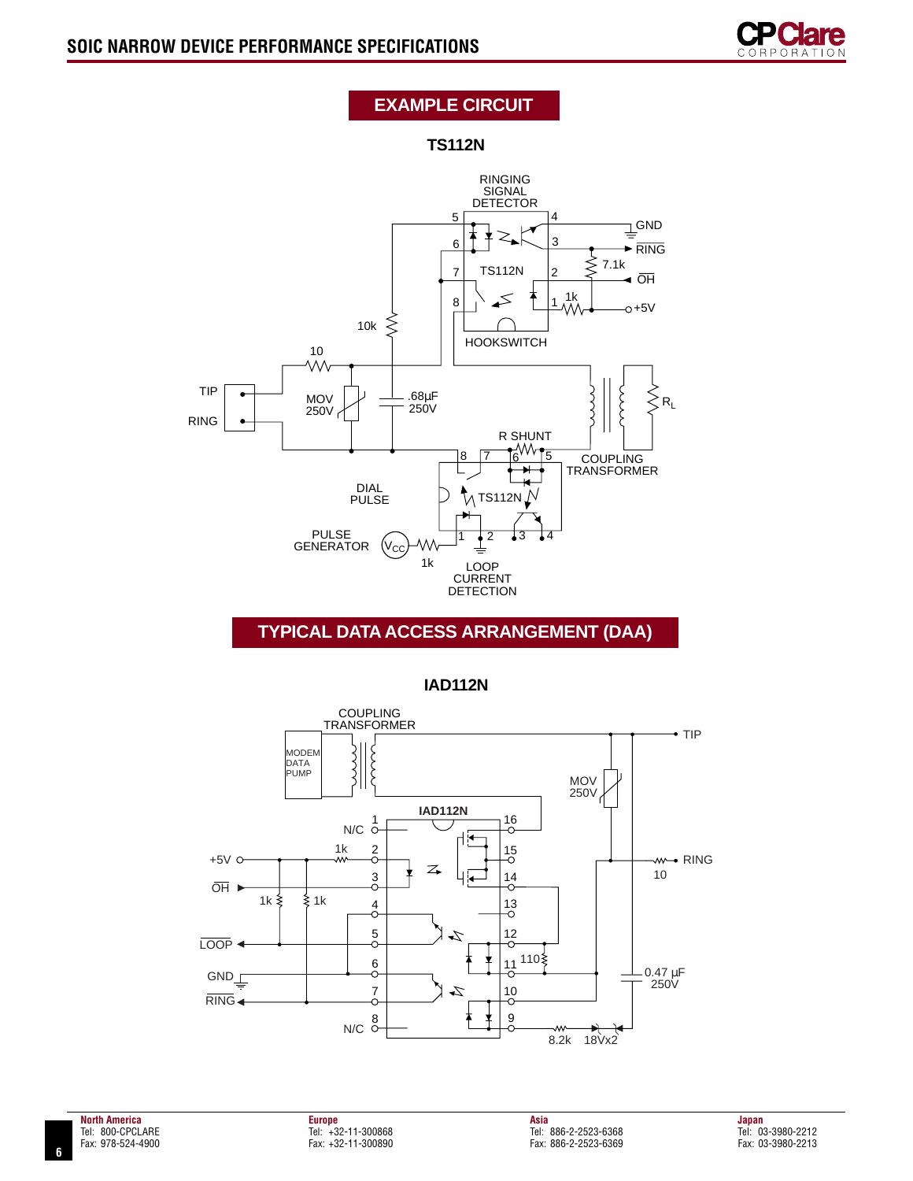## EXAMPLE CIRCUIT

**TS112N**

RINGING SIGNAL DETECTOR

5, 6, 7, 8, 4, 3, 2, 1

GND

RING

7.1k

OH

TS112N

1k

+5V

10k

HOOKSWITCH

10

TIP

RING

MOV 250V

.68µF 250V

$R_L$

R SHUNT

8 7 6 5

COUPLING TRANSFORMER

DIAL PULSE

TS112N

PULSE GENERATOR

$V_{CC}$

1k

1 2 3 4

LOOP CURRENT DETECTION

## TYPICAL DATA ACCESS ARRANGEMENT (DAA)

**IAD112N**

COUPLING TRANSFORMER

MODEM DATA PUMP

TIP

MOV 250V

IAD112N

N/C 1

+5V

1k 2

OH 3

1k 1k

4

LOOP 5

GND 6

RING 7

N/C 8

16

15

14

13

12

11 110

10

9

RING

10

0.47 µF 250V

8.2k 18Vx2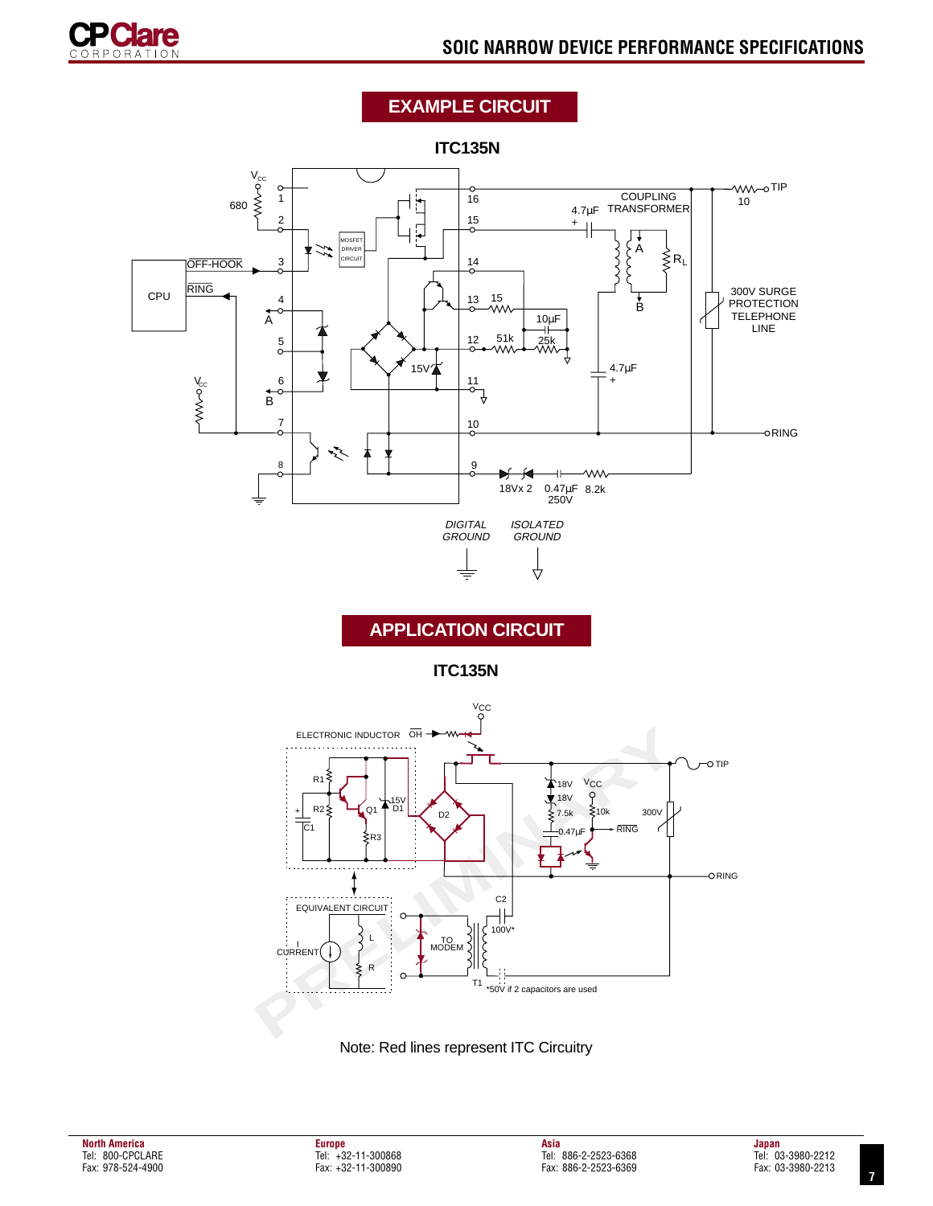## EXAMPLE CIRCUIT

### ITC135N

## APPLICATION CIRCUIT

### ITC135N

Note: Red lines represent ITC Circuitry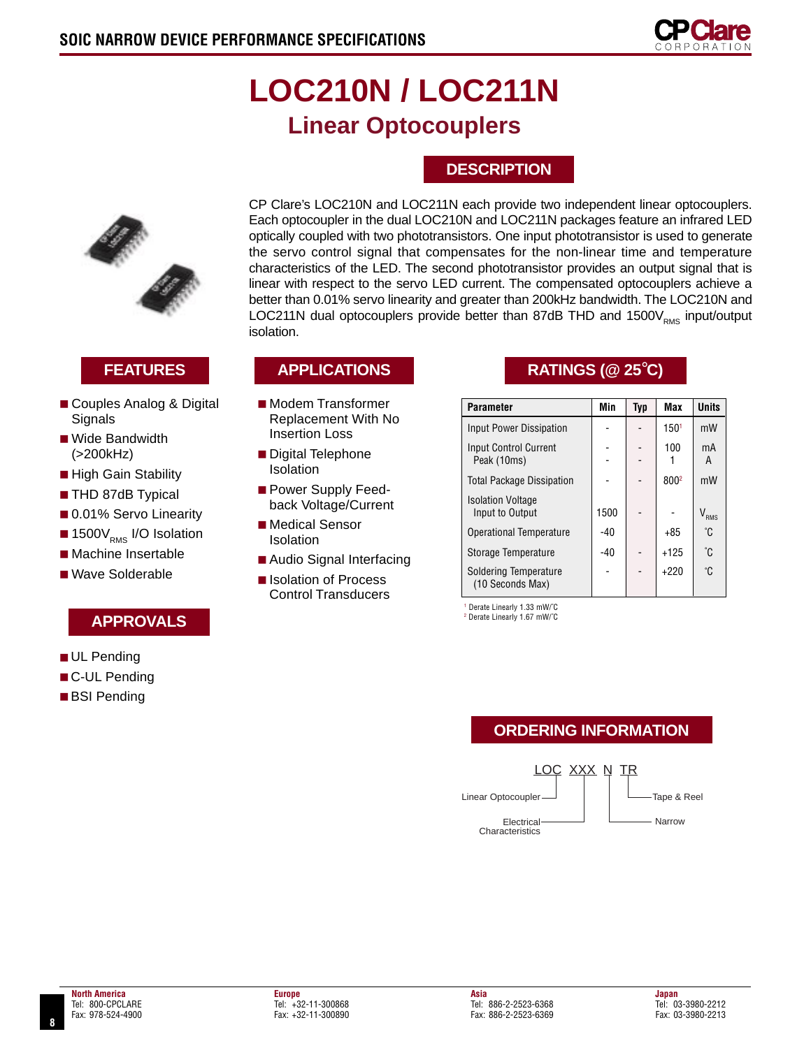# LOC210N / LOC211N

## Linear Optocouplers

## DESCRIPTION

CP Clare's LOC210N and LOC211N each provide two independent linear optocouplers. Each optocoupler in the dual LOC210N and LOC211N packages feature an infrared LED optically coupled with two phototransistors. One input phototransistor is used to generate the servo control signal that compensates for the non-linear time and temperature characteristics of the LED. The second phototransistor provides an output signal that is linear with respect to the servo LED current. The compensated optocouplers achieve a better than 0.01% servo linearity and greater than 200kHz bandwidth. The LOC210N and LOC211N dual optocouplers provide better than 87dB THD and 1500$V_{RMS}$ input/output isolation.

## FEATURES

- Couples Analog & Digital Signals
- Wide Bandwidth (>200kHz)
- High Gain Stability
- THD 87dB Typical
- 0.01% Servo Linearity
- 1500$V_{RMS}$ I/O Isolation
- Machine Insertable
- Wave Solderable

## APPLICATIONS

- Modem Transformer Replacement With No Insertion Loss
- Digital Telephone Isolation
- Power Supply Feed-back Voltage/Current
- Medical Sensor Isolation
- Audio Signal Interfacing
- Isolation of Process Control Transducers

## RATINGS (@ 25°C)

| Parameter | Min | Typ | Max | Units |
|---|---|---|---|---|
| Input Power Dissipation | - | - | 150[1] | mW |
| Input Control Current<br>Peak (10ms) | -<br>- | -<br>- | 100<br>1 | mA<br>A |
| Total Package Dissipation | - | - | 800[2] | mW |
| Isolation Voltage<br>Input to Output | 1500 | - | - | $V_{RMS}$ |
| Operational Temperature | -40 | | +85 | °C |
| Storage Temperature | -40 | - | +125 | °C |
| Soldering Temperature<br>(10 Seconds Max) | - | - | +220 | °C |

[1] Derate Linearly 1.33 mW/°C
[2] Derate Linearly 1.67 mW/°C

## APPROVALS

- UL Pending
- C-UL Pending
- BSI Pending

## ORDERING INFORMATION

LOC XXX N TR

- LOC — Linear Optocoupler
- XXX — Electrical Characteristics
- N — Narrow
- TR — Tape & Reel

**North America**
Tel: 800-CPCLARE
Fax: 978-524-4900

**Europe**
Tel: +32-11-300868
Fax: +32-11-300890

**Asia**
Tel: 886-2-2523-6368
Fax: 886-2-2523-6369

**Japan**
Tel: 03-3980-2212
Fax: 03-3980-2213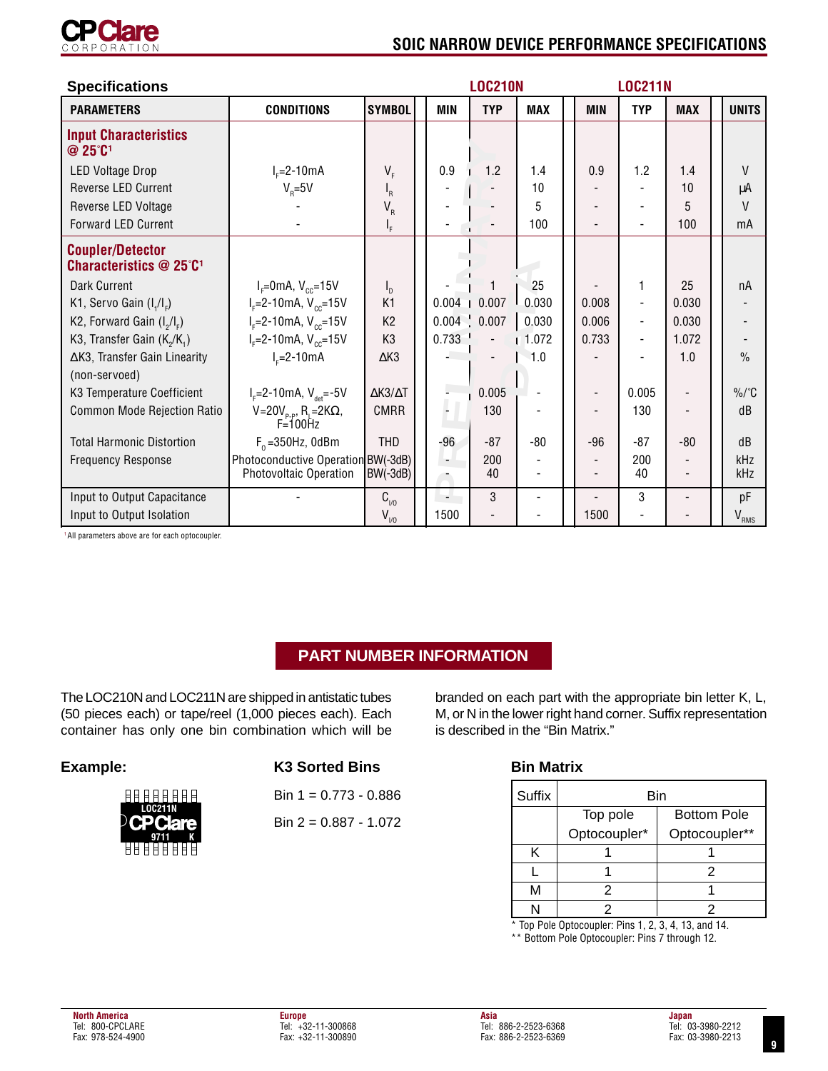## SOIC NARROW DEVICE PERFORMANCE SPECIFICATIONS

### Specifications

| PARAMETERS | CONDITIONS | SYMBOL | LOC210N MIN | LOC210N TYP | LOC210N MAX | LOC211N MIN | LOC211N TYP | LOC211N MAX | UNITS |
|---|---|---|---|---|---|---|---|---|---|
| **Input Characteristics @ 25°C[1]** | | | | | | | | | |
| LED Voltage Drop | $I_F$=2-10mA | $V_F$ | 0.9 | 1.2 | 1.4 | 0.9 | 1.2 | 1.4 | V |
| Reverse LED Current | $V_R$=5V | $I_R$ | - | - | 10 | - | - | 10 | µA |
| Reverse LED Voltage | - | $V_R$ | - | - | 5 | - | - | 5 | V |
| Forward LED Current | - | $I_F$ | - | - | 100 | - | - | 100 | mA |
| **Coupler/Detector Characteristics @ 25°C[1]** | | | | | | | | | |
| Dark Current | $I_F$=0mA, $V_{CC}$=15V | $I_D$ | - | 1 | 25 | - | 1 | 25 | nA |
| K1, Servo Gain ($I_1/I_F$) | $I_F$=2-10mA, $V_{CC}$=15V | K1 | 0.004 | 0.007 | 0.030 | 0.008 | - | 0.030 | - |
| K2, Forward Gain ($I_2/I_F$) | $I_F$=2-10mA, $V_{CC}$=15V | K2 | 0.004 | 0.007 | 0.030 | 0.006 | - | 0.030 | - |
| K3, Transfer Gain ($K_2/K_1$) | $I_F$=2-10mA, $V_{CC}$=15V | K3 | 0.733 | - | 1.072 | 0.733 | - | 1.072 | - |
| ΔK3, Transfer Gain Linearity (non-servoed) | $I_F$=2-10mA | ΔK3 | - | - | 1.0 | - | - | 1.0 | % |
| K3 Temperature Coefficient | $I_F$=2-10mA, $V_{det}$=-5V | ΔK3/ΔT | - | 0.005 | - | - | 0.005 | - | %/°C |
| Common Mode Rejection Ratio | V=20$V_{P-P}$, $R_L$=2KΩ, F=100Hz | CMRR | - | 130 | - | - | 130 | - | dB |
| Total Harmonic Distortion | $F_0$=350Hz, 0dBm | THD | -96 | -87 | -80 | -96 | -87 | -80 | dB |
| Frequency Response | Photoconductive Operation | BW(-3dB) | - | 200 | - | - | 200 | - | kHz |
| | Photovoltaic Operation | BW(-3dB) | - | 40 | - | - | 40 | - | kHz |
| Input to Output Capacitance | - | $C_{I/O}$ | - | 3 | - | - | 3 | - | pF |
| Input to Output Isolation | | $V_{I/O}$ | 1500 | - | - | 1500 | - | - | $V_{RMS}$ |

[1] All parameters above are for each optocoupler.

## PART NUMBER INFORMATION

The LOC210N and LOC211N are shipped in antistatic tubes (50 pieces each) or tape/reel (1,000 pieces each). Each container has only one bin combination which will be branded on each part with the appropriate bin letter K, L, M, or N in the lower right hand corner. Suffix representation is described in the "Bin Matrix."

**Example:**

LOC211N
CPClare
9711 K

**K3 Sorted Bins**

Bin 1 = 0.773 - 0.886

Bin 2 = 0.887 - 1.072

**Bin Matrix**

| Suffix | Bin Top pole Optocoupler* | Bin Bottom Pole Optocoupler** |
|---|---|---|
| K | 1 | 1 |
| L | 1 | 2 |
| M | 2 | 1 |
| N | 2 | 2 |

\* Top Pole Optocoupler: Pins 1, 2, 3, 4, 13, and 14.
\*\* Bottom Pole Optocoupler: Pins 7 through 12.

**North America**
Tel: 800-CPCLARE
Fax: 978-524-4900

**Europe**
Tel: +32-11-300868
Fax: +32-11-300890

**Asia**
Tel: 886-2-2523-6368
Fax: 886-2-2523-6369

**Japan**
Tel: 03-3980-2212
Fax: 03-3980-2213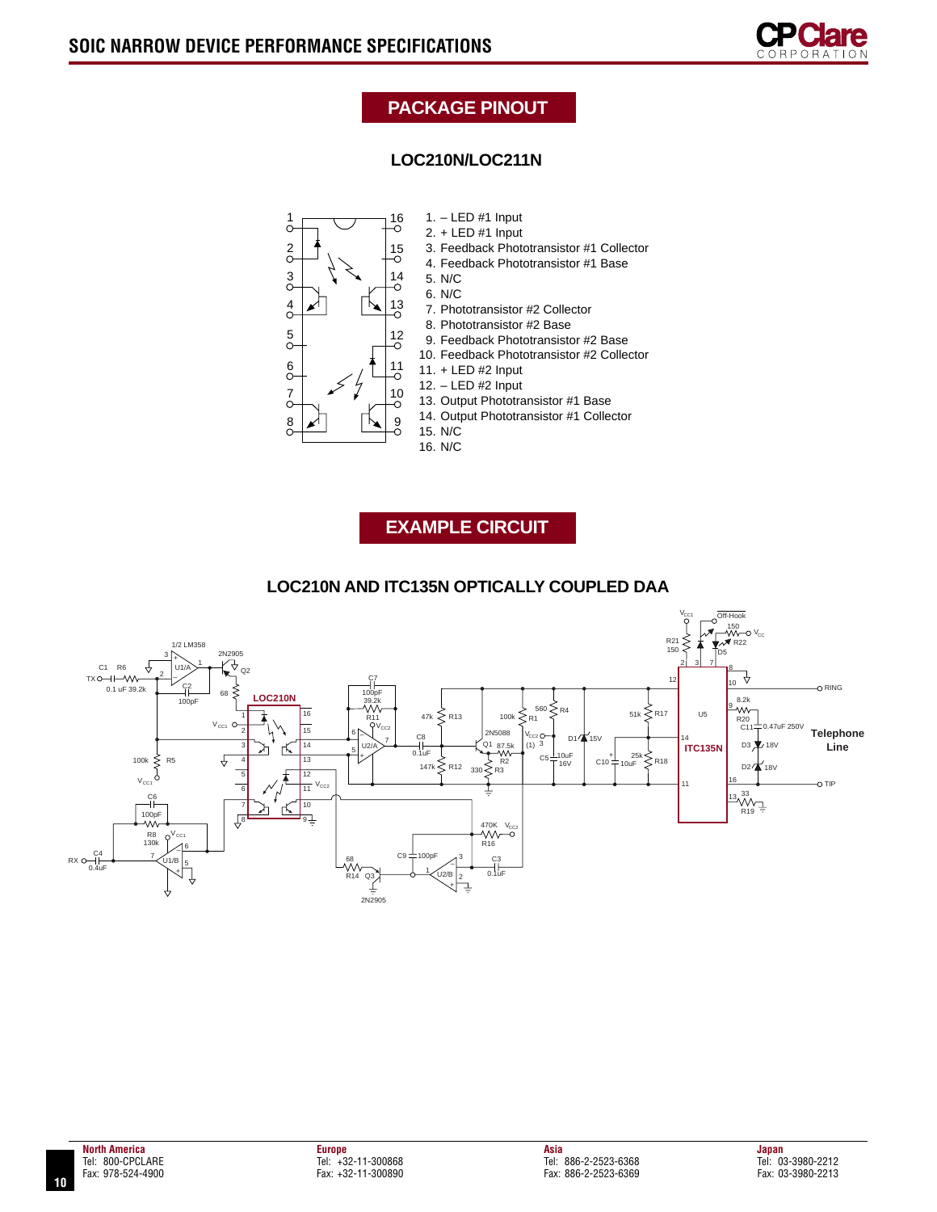## PACKAGE PINOUT

### LOC210N/LOC211N

1. – LED #1 Input
2. + LED #1 Input
3. Feedback Phototransistor #1 Collector
4. Feedback Phototransistor #1 Base
5. N/C
6. N/C
7. Phototransistor #2 Collector
8. Phototransistor #2 Base
9. Feedback Phototransistor #2 Base
10. Feedback Phototransistor #2 Collector
11. + LED #2 Input
12. – LED #2 Input
13. Output Phototransistor #1 Base
14. Output Phototransistor #1 Collector
15. N/C
16. N/C

## EXAMPLE CIRCUIT

### LOC210N AND ITC135N OPTICALLY COUPLED DAA

**North America**
Tel: 800-CPCLARE
Fax: 978-524-4900

**Europe**
Tel: +32-11-300868
Fax: +32-11-300890

**Asia**
Tel: 886-2-2523-6368
Fax: 886-2-2523-6369

**Japan**
Tel: 03-3980-2212
Fax: 03-3980-2213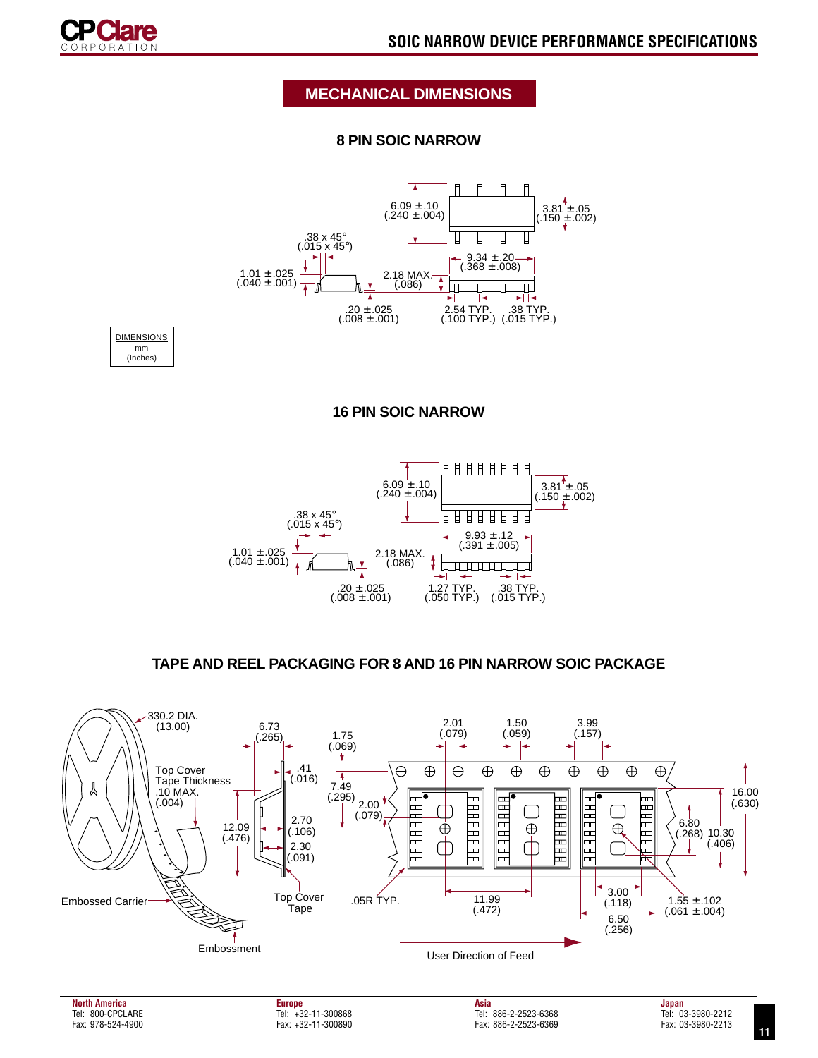## MECHANICAL DIMENSIONS

### 8 PIN SOIC NARROW

6.09 ± .10
(.240 ± .004)

3.81 ± .05
(.150 ± .002)

.38 x 45°
(.015 x 45°)

9.34 ± .20
(.368 ± .008)

1.01 ± .025
(.040 ± .001)

2.18 MAX.
(.086)

.20 ± .025
(.008 ± .001)

2.54 TYP.
(.100 TYP.)

.38 TYP.
(.015 TYP.)

DIMENSIONS
mm
(Inches)

### 16 PIN SOIC NARROW

6.09 ± .10
(.240 ± .004)

3.81 ± .05
(.150 ± .002)

.38 x 45°
(.015 x 45°)

9.93 ± .12
(.391 ± .005)

1.01 ± .025
(.040 ± .001)

2.18 MAX.
(.086)

.20 ± .025
(.008 ± .001)

1.27 TYP.
(.050 TYP.)

.38 TYP.
(.015 TYP.)

### TAPE AND REEL PACKAGING FOR 8 AND 16 PIN NARROW SOIC PACKAGE

330.2 DIA.
(13.00)

6.73
(.265)

Top Cover
Tape Thickness
.10 MAX.
(.004)

.41
(.016)

12.09
(.476)

2.70
(.106)

2.30
(.091)

Top Cover
Tape

Embossed Carrier

Embossment

1.75
(.069)

7.49
(.295)

2.00
(.079)

2.01
(.079)

1.50
(.059)

3.99
(.157)

16.00
(.630)

6.80
(.268)

10.30
(.406)

.05R TYP.

11.99
(.472)

3.00
(.118)

6.50
(.256)

1.55 ± .102
(.061 ± .004)

User Direction of Feed

**North America**
Tel: 800-CPCLARE
Fax: 978-524-4900

**Europe**
Tel: +32-11-300868
Fax: +32-11-300890

**Asia**
Tel: 886-2-2523-6368
Fax: 886-2-2523-6369

**Japan**
Tel: 03-3980-2212
Fax: 03-3980-2213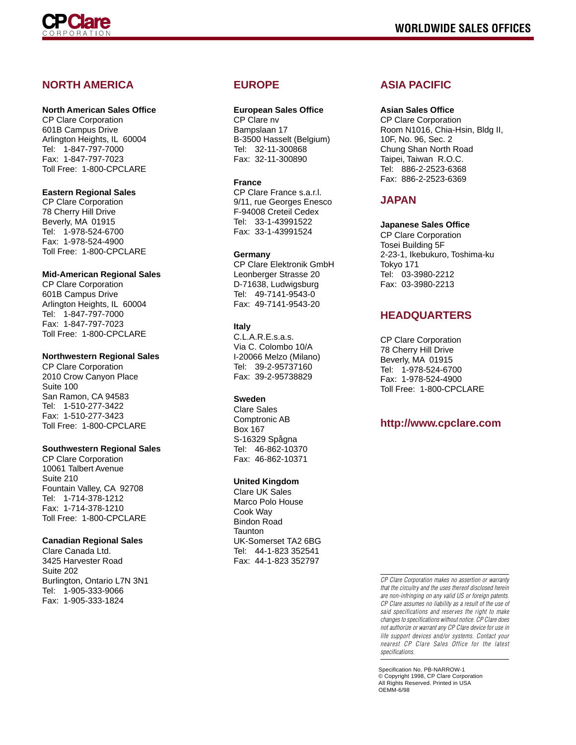# WORLDWIDE SALES OFFICES

## NORTH AMERICA

**North American Sales Office**
CP Clare Corporation
601B Campus Drive
Arlington Heights, IL 60004
Tel: 1-847-797-7000
Fax: 1-847-797-7023
Toll Free: 1-800-CPCLARE

**Eastern Regional Sales**
CP Clare Corporation
78 Cherry Hill Drive
Beverly, MA 01915
Tel: 1-978-524-6700
Fax: 1-978-524-4900
Toll Free: 1-800-CPCLARE

**Mid-American Regional Sales**
CP Clare Corporation
601B Campus Drive
Arlington Heights, IL 60004
Tel: 1-847-797-7000
Fax: 1-847-797-7023
Toll Free: 1-800-CPCLARE

**Northwestern Regional Sales**
CP Clare Corporation
2010 Crow Canyon Place
Suite 100
San Ramon, CA 94583
Tel: 1-510-277-3422
Fax: 1-510-277-3423
Toll Free: 1-800-CPCLARE

**Southwestern Regional Sales**
CP Clare Corporation
10061 Talbert Avenue
Suite 210
Fountain Valley, CA 92708
Tel: 1-714-378-1212
Fax: 1-714-378-1210
Toll Free: 1-800-CPCLARE

**Canadian Regional Sales**
Clare Canada Ltd.
3425 Harvester Road
Suite 202
Burlington, Ontario L7N 3N1
Tel: 1-905-333-9066
Fax: 1-905-333-1824

## EUROPE

**European Sales Office**
CP Clare nv
Bampslaan 17
B-3500 Hasselt (Belgium)
Tel: 32-11-300868
Fax: 32-11-300890

**France**
CP Clare France s.a.r.l.
9/11, rue Georges Enesco
F-94008 Creteil Cedex
Tel: 33-1-43991522
Fax: 33-1-43991524

**Germany**
CP Clare Elektronik GmbH
Leonberger Strasse 20
D-71638, Ludwigsburg
Tel: 49-7141-9543-0
Fax: 49-7141-9543-20

**Italy**
C.L.A.R.E.s.a.s.
Via C. Colombo 10/A
I-20066 Melzo (Milano)
Tel: 39-2-95737160
Fax: 39-2-95738829

**Sweden**
Clare Sales
Comptronic AB
Box 167
S-16329 Spågna
Tel: 46-862-10370
Fax: 46-862-10371

**United Kingdom**
Clare UK Sales
Marco Polo House
Cook Way
Bindon Road
Taunton
UK-Somerset TA2 6BG
Tel: 44-1-823 352541
Fax: 44-1-823 352797

## ASIA PACIFIC

**Asian Sales Office**
CP Clare Corporation
Room N1016, Chia-Hsin, Bldg II,
10F, No. 96, Sec. 2
Chung Shan North Road
Taipei, Taiwan R.O.C.
Tel: 886-2-2523-6368
Fax: 886-2-2523-6369

## JAPAN

**Japanese Sales Office**
CP Clare Corporation
Tosei Building 5F
2-23-1, Ikebukuro, Toshima-ku
Tokyo 171
Tel: 03-3980-2212
Fax: 03-3980-2213

## HEADQUARTERS

CP Clare Corporation
78 Cherry Hill Drive
Beverly, MA 01915
Tel: 1-978-524-6700
Fax: 1-978-524-4900
Toll Free: 1-800-CPCLARE

## http://www.cpclare.com

*CP Clare Corporation makes no assertion or warranty that the circuitry and the uses thereof disclosed herein are non-infringing on any valid US or foreign patents. CP Clare assumes no liability as a result of the use of said specifications and reserves the right to make changes to specifications without notice. CP Clare does not authorize or warrant any CP Clare device for use in life support devices and/or systems. Contact your nearest CP Clare Sales Office for the latest specifications.*

Specification No. PB-NARROW-1
© Copyright 1998, CP Clare Corporation
All Rights Reserved. Printed in USA
OEMM-6/98